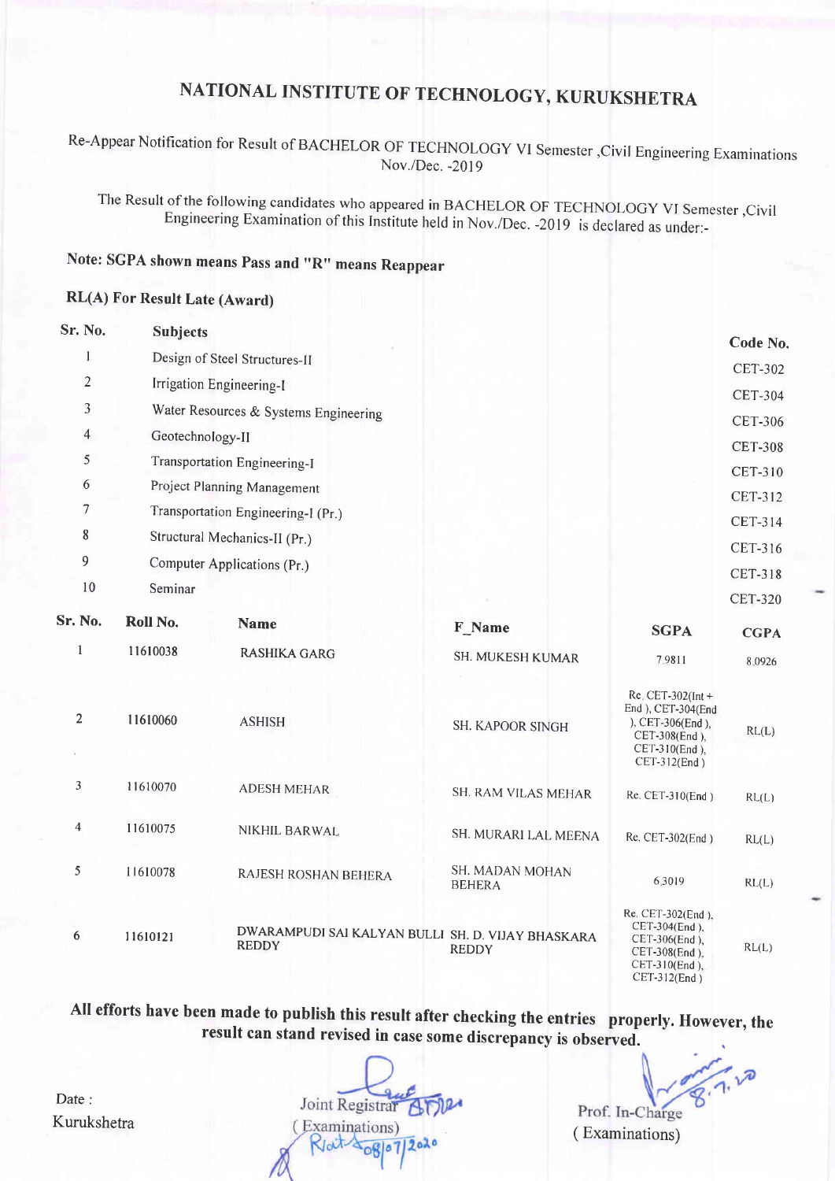# NATIONAL INSTITUTE OF TECHNOLOGY, KURUKSHETRA

Re-Appear Notification for Result of BACHELOR OF TECHNOLOGY VI Semester ,Civil Engineering Examinations Nov./Dec. -2019

The Result of the following candidates who appeared in BACHELOR OF TECHNOLOGY VI Semester ,Civil Engineering Examination of this Institute held in Nov./Dec. -2019 is declared as under:-

**Note: SGPA shown means Pass and "R" means Reappear**

**RL(A) For Result Late (Award)**

| Sr. No. | Subjects | Code No. |
|---|---|---|
| 1 | Design of Steel Structures-II | CET-302 |
| 2 | Irrigation Engineering-I | CET-304 |
| 3 | Water Resources & Systems Engineering | CET-306 |
| 4 | Geotechnology-II | CET-308 |
| 5 | Transportation Engineering-I | CET-310 |
| 6 | Project Planning Management | CET-312 |
| 7 | Transportation Engineering-I (Pr.) | CET-314 |
| 8 | Structural Mechanics-II (Pr.) | CET-316 |
| 9 | Computer Applications (Pr.) | CET-318 |
| 10 | Seminar | CET-320 |

| Sr. No. | Roll No. | Name | F_Name | SGPA | CGPA |
|---|---|---|---|---|---|
| 1 | 11610038 | RASHIKA GARG | SH. MUKESH KUMAR | 7.9811 | 8.0926 |
| 2 | 11610060 | ASHISH | SH. KAPOOR SINGH | Re. CET-302(Int + End ), CET-304(End ), CET-306(End ), CET-308(End ), CET-310(End ), CET-312(End ) | RL(L) |
| 3 | 11610070 | ADESH MEHAR | SH. RAM VILAS MEHAR | Re. CET-310(End ) | RL(L) |
| 4 | 11610075 | NIKHIL BARWAL | SH. MURARI LAL MEENA | Re. CET-302(End ) | RL(L) |
| 5 | 11610078 | RAJESH ROSHAN BEHERA | SH. MADAN MOHAN BEHERA | 6.3019 | RL(L) |
| 6 | 11610121 | DWARAMPUDI SAI KALYAN BULLI REDDY | SH. D. VIJAY BHASKARA REDDY | Re. CET-302(End ), CET-304(End ), CET-306(End ), CET-308(End ), CET-310(End ), CET-312(End ) | RL(L) |

**All efforts have been made to publish this result after checking the entries properly. However, the result can stand revised in case some discrepancy is observed.**

Date :
Kurukshetra

Joint Registrar
( Examinations)
08/07/2020

Prof. In-Charge
( Examinations)
8.7.20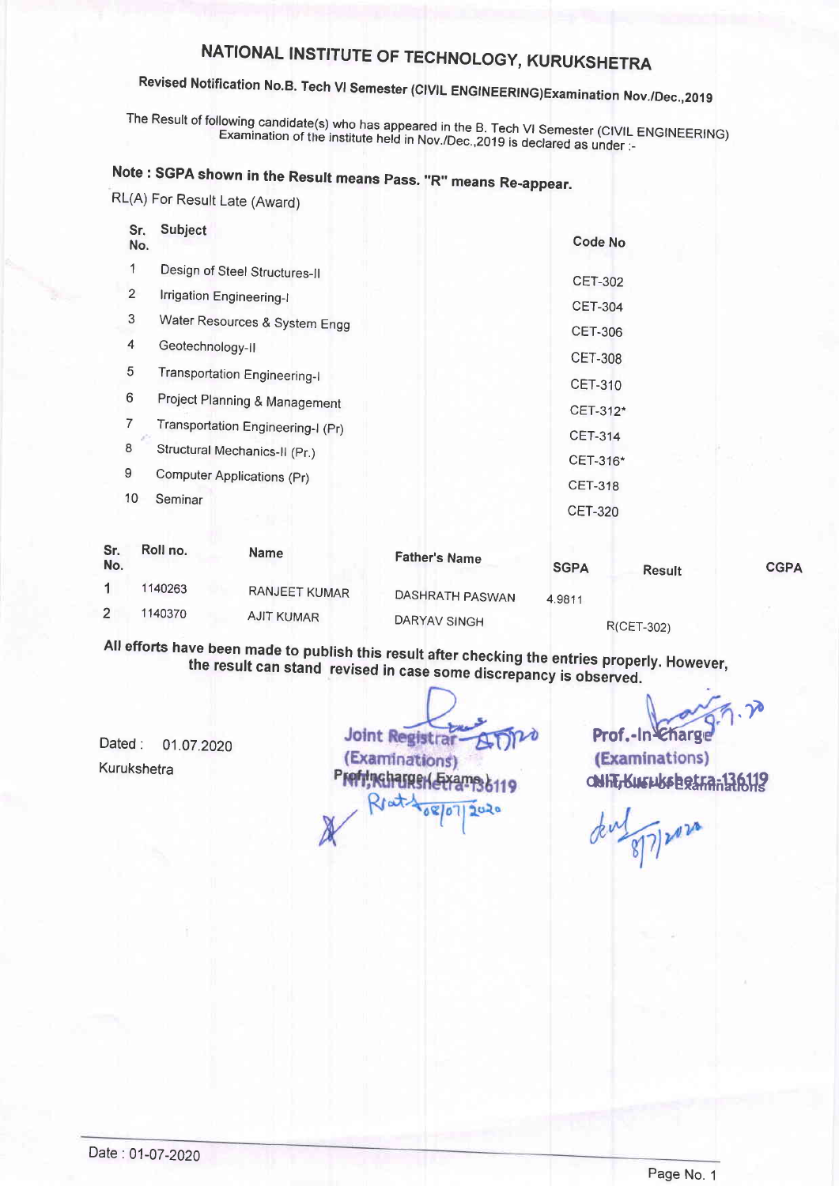# NATIONAL INSTITUTE OF TECHNOLOGY, KURUKSHETRA

## Revised Notification No.B. Tech VI Semester (CIVIL ENGINEERING)Examination Nov./Dec.,2019

The Result of following candidate(s) who has appeared in the B. Tech VI Semester (CIVIL ENGINEERING) Examination of the institute held in Nov./Dec.,2019 is declared as under :-

**Note : SGPA shown in the Result means Pass. "R" means Re-appear.**

RL(A) For Result Late (Award)

| Sr. No. | Subject | Code No |
|---|---|---|
| 1 | Design of Steel Structures-II | CET-302 |
| 2 | Irrigation Engineering-I | CET-304 |
| 3 | Water Resources & System Engg | CET-306 |
| 4 | Geotechnology-II | CET-308 |
| 5 | Transportation Engineering-I | CET-310 |
| 6 | Project Planning & Management | CET-312* |
| 7 | Transportation Engineering-I (Pr) | CET-314 |
| 8 | Structural Mechanics-II (Pr.) | CET-316* |
| 9 | Computer Applications (Pr) | CET-318 |
| 10 | Seminar | CET-320 |

| Sr. No. | Roll no. | Name | Father's Name | SGPA | Result | CGPA |
|---|---|---|---|---|---|---|
| 1 | 1140263 | RANJEET KUMAR | DASHRATH PASWAN | 4.9811 | | |
| 2 | 1140370 | AJIT KUMAR | DARYAV SINGH | | R(CET-302) | |

**All efforts have been made to publish this result after checking the entries properly. However, the result can stand revised in case some discrepancy is observed.**

Dated : 01.07.2020

Kurukshetra

Joint Registrar (Examinations)
NIT, Kurukshetra-136119

Prof.-In-Charge (Examinations)
NIT, Kurukshetra-136119

Date : 01-07-2020